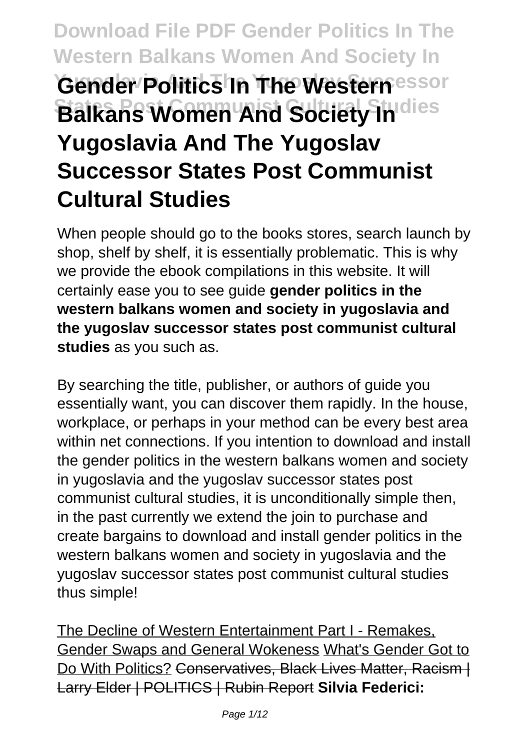# Gender Politics In The Western Balkans Women And Society In Yugoslavia And The Yugoslav Successor States Post Communist Cultural Studies

When people should go to the books stores, search launch by shop, shelf by shelf, it is essentially problematic. This is why we provide the ebook compilations in this website. It will certainly ease you to see guide **gender politics in the western balkans women and society in yugoslavia and the yugoslav successor states post communist cultural studies** as you such as.

By searching the title, publisher, or authors of guide you essentially want, you can discover them rapidly. In the house, workplace, or perhaps in your method can be every best area within net connections. If you intention to download and install the gender politics in the western balkans women and society in yugoslavia and the yugoslav successor states post communist cultural studies, it is unconditionally simple then, in the past currently we extend the join to purchase and create bargains to download and install gender politics in the western balkans women and society in yugoslavia and the yugoslav successor states post communist cultural studies thus simple!

The Decline of Western Entertainment Part I - Remakes, Gender Swaps and General Wokeness What's Gender Got to Do With Politics? Conservatives, Black Lives Matter, Racism | Larry Elder | POLITICS | Rubin Report **Silvia Federici:**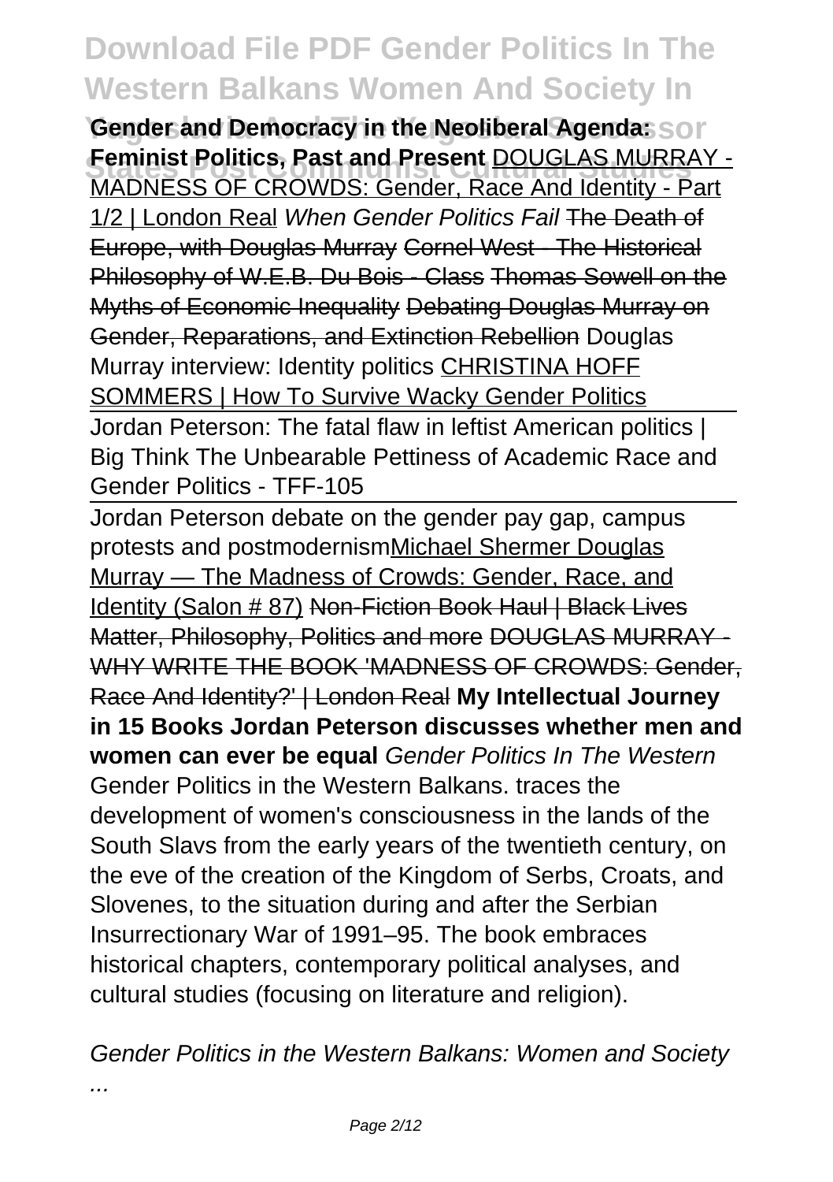**Gender and Democracy in the Neoliberal Agenda: Feminist Politics, Past and Present** DOUGLAS MURRAY - MADNESS OF CROWDS: Gender, Race And Identity - Part 1/2 | London Real *When Gender Politics Fail* The Death of Europe, with Douglas Murray Cornel West - The Historical Philosophy of W.E.B. Du Bois - Class Thomas Sowell on the Myths of Economic Inequality Debating Douglas Murray on Gender, Reparations, and Extinction Rebellion Douglas Murray interview: Identity politics CHRISTINA HOFF SOMMERS | How To Survive Wacky Gender Politics

Jordan Peterson: The fatal flaw in leftist American politics | Big Think The Unbearable Pettiness of Academic Race and Gender Politics - TFF-105

Jordan Peterson debate on the gender pay gap, campus protests and postmodernismMichael Shermer Douglas Murray — The Madness of Crowds: Gender, Race, and Identity (Salon # 87) Non-Fiction Book Haul | Black Lives Matter, Philosophy, Politics and more DOUGLAS MURRAY - WHY WRITE THE BOOK 'MADNESS OF CROWDS: Gender, Race And Identity?' | London Real **My Intellectual Journey in 15 Books Jordan Peterson discusses whether men and women can ever be equal** *Gender Politics In The Western*

Gender Politics in the Western Balkans. traces the development of women's consciousness in the lands of the South Slavs from the early years of the twentieth century, on the eve of the creation of the Kingdom of Serbs, Croats, and Slovenes, to the situation during and after the Serbian Insurrectionary War of 1991–95. The book embraces historical chapters, contemporary political analyses, and cultural studies (focusing on literature and religion).

*Gender Politics in the Western Balkans: Women and Society ...*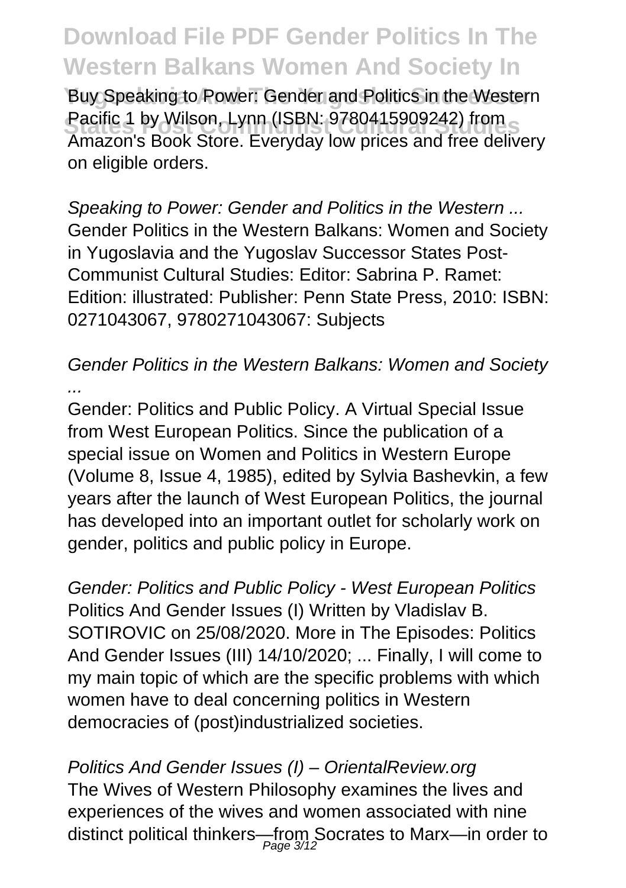Buy Speaking to Power: Gender and Politics in the Western Pacific 1 by Wilson, Lynn (ISBN: 9780415909242) from Amazon's Book Store. Everyday low prices and free delivery on eligible orders.

*Speaking to Power: Gender and Politics in the Western ...*
Gender Politics in the Western Balkans: Women and Society in Yugoslavia and the Yugoslav Successor States Post-Communist Cultural Studies: Editor: Sabrina P. Ramet: Edition: illustrated: Publisher: Penn State Press, 2010: ISBN: 0271043067, 9780271043067: Subjects

*Gender Politics in the Western Balkans: Women and Society ...*
Gender: Politics and Public Policy. A Virtual Special Issue from West European Politics. Since the publication of a special issue on Women and Politics in Western Europe (Volume 8, Issue 4, 1985), edited by Sylvia Bashevkin, a few years after the launch of West European Politics, the journal has developed into an important outlet for scholarly work on gender, politics and public policy in Europe.

*Gender: Politics and Public Policy - West European Politics*
Politics And Gender Issues (I) Written by Vladislav B. SOTIROVIC on 25/08/2020. More in The Episodes: Politics And Gender Issues (III) 14/10/2020; ... Finally, I will come to my main topic of which are the specific problems with which women have to deal concerning politics in Western democracies of (post)industrialized societies.

*Politics And Gender Issues (I) – OrientalReview.org*
The Wives of Western Philosophy examines the lives and experiences of the wives and women associated with nine distinct political thinkers—from Socrates to Marx—in order to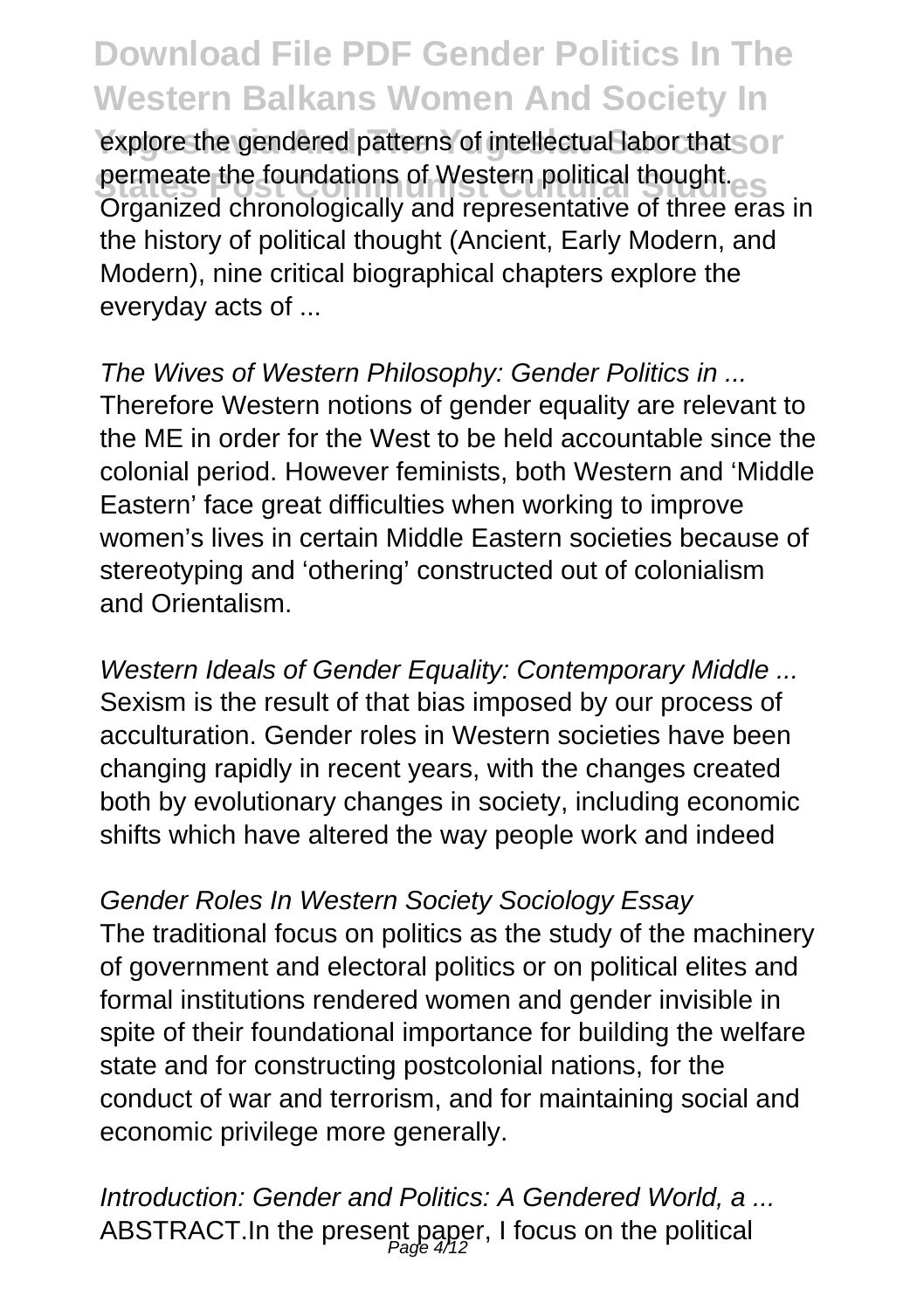explore the gendered patterns of intellectual labor that permeate the foundations of Western political thought. Organized chronologically and representative of three eras in the history of political thought (Ancient, Early Modern, and Modern), nine critical biographical chapters explore the everyday acts of ...

*The Wives of Western Philosophy: Gender Politics in ...*

Therefore Western notions of gender equality are relevant to the ME in order for the West to be held accountable since the colonial period. However feminists, both Western and 'Middle Eastern' face great difficulties when working to improve women's lives in certain Middle Eastern societies because of stereotyping and 'othering' constructed out of colonialism and Orientalism.

*Western Ideals of Gender Equality: Contemporary Middle ...*

Sexism is the result of that bias imposed by our process of acculturation. Gender roles in Western societies have been changing rapidly in recent years, with the changes created both by evolutionary changes in society, including economic shifts which have altered the way people work and indeed

*Gender Roles In Western Society Sociology Essay*

The traditional focus on politics as the study of the machinery of government and electoral politics or on political elites and formal institutions rendered women and gender invisible in spite of their foundational importance for building the welfare state and for constructing postcolonial nations, for the conduct of war and terrorism, and for maintaining social and economic privilege more generally.

*Introduction: Gender and Politics: A Gendered World, a ...*

ABSTRACT.In the present paper, I focus on the political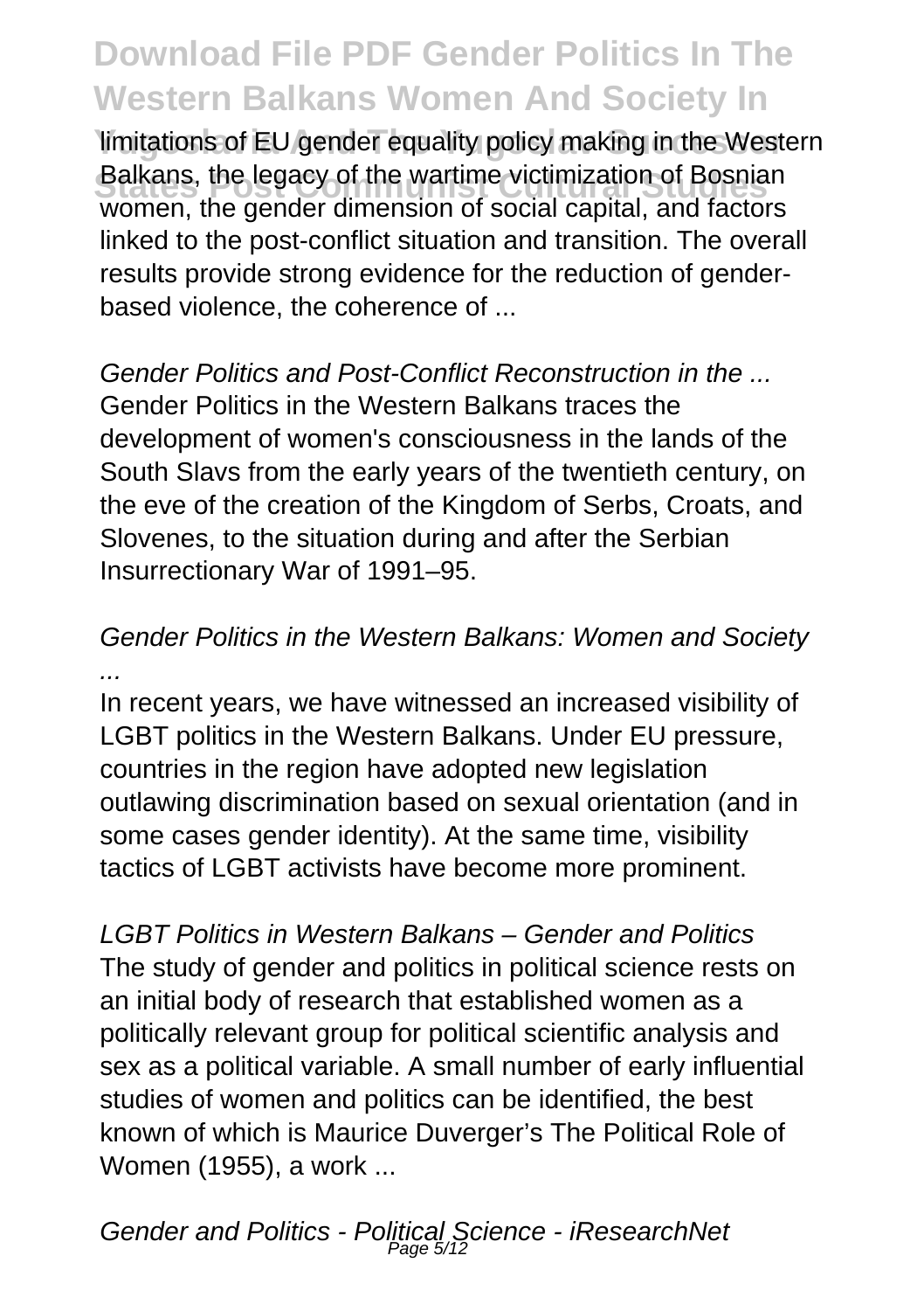limitations of EU gender equality policy making in the Western Balkans, the legacy of the wartime victimization of Bosnian women, the gender dimension of social capital, and factors linked to the post-conflict situation and transition. The overall results provide strong evidence for the reduction of gender-based violence, the coherence of ...

*Gender Politics and Post-Conflict Reconstruction in the ...*

Gender Politics in the Western Balkans traces the development of women's consciousness in the lands of the South Slavs from the early years of the twentieth century, on the eve of the creation of the Kingdom of Serbs, Croats, and Slovenes, to the situation during and after the Serbian Insurrectionary War of 1991–95.

*Gender Politics in the Western Balkans: Women and Society ...*

In recent years, we have witnessed an increased visibility of LGBT politics in the Western Balkans. Under EU pressure, countries in the region have adopted new legislation outlawing discrimination based on sexual orientation (and in some cases gender identity). At the same time, visibility tactics of LGBT activists have become more prominent.

*LGBT Politics in Western Balkans – Gender and Politics*

The study of gender and politics in political science rests on an initial body of research that established women as a politically relevant group for political scientific analysis and sex as a political variable. A small number of early influential studies of women and politics can be identified, the best known of which is Maurice Duverger's The Political Role of Women (1955), a work ...

*Gender and Politics - Political Science - iResearchNet*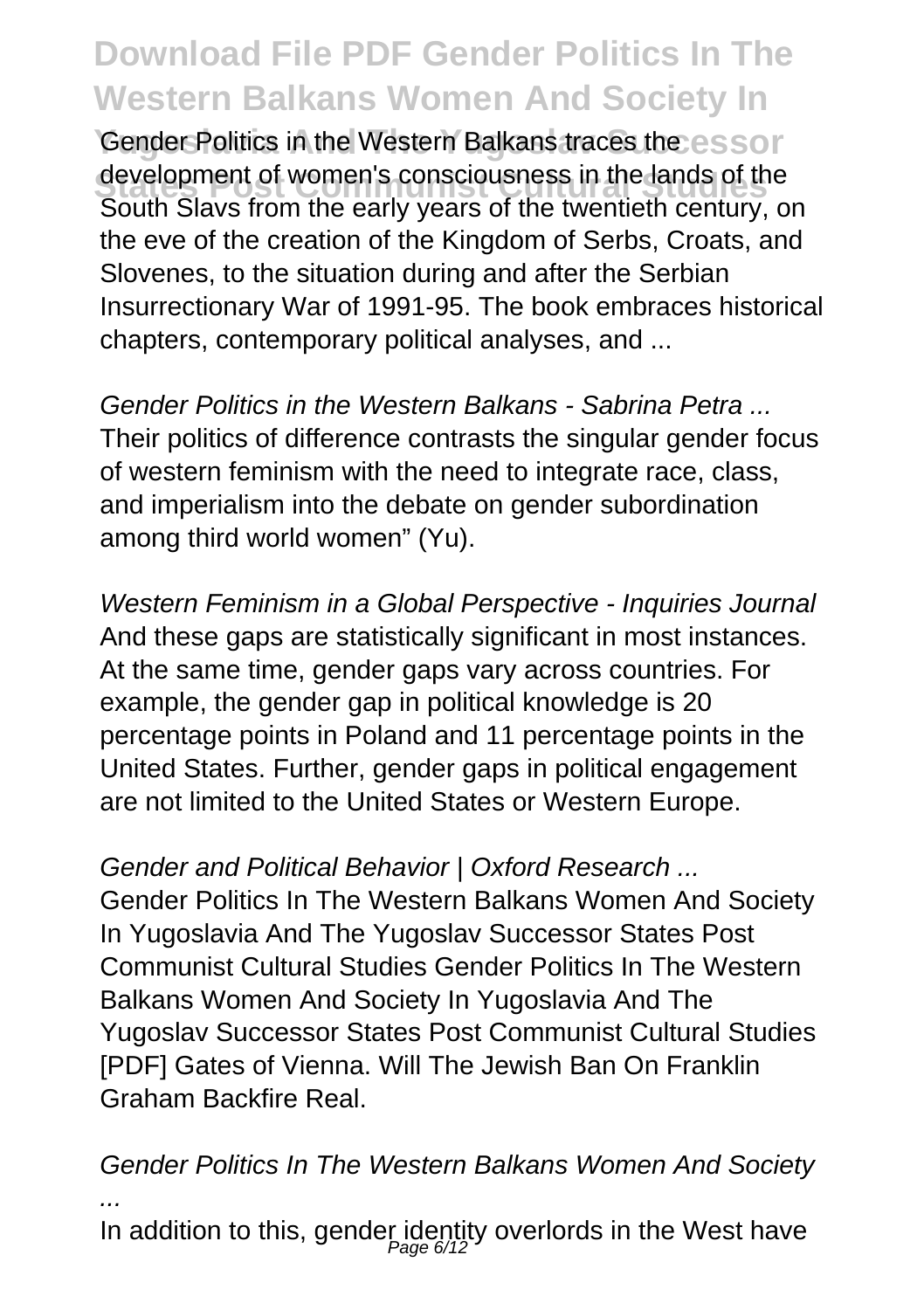Gender Politics in the Western Balkans traces the development of women's consciousness in the lands of the South Slavs from the early years of the twentieth century, on the eve of the creation of the Kingdom of Serbs, Croats, and Slovenes, to the situation during and after the Serbian Insurrectionary War of 1991-95. The book embraces historical chapters, contemporary political analyses, and ...

*Gender Politics in the Western Balkans - Sabrina Petra ...*

Their politics of difference contrasts the singular gender focus of western feminism with the need to integrate race, class, and imperialism into the debate on gender subordination among third world women" (Yu).

*Western Feminism in a Global Perspective - Inquiries Journal*

And these gaps are statistically significant in most instances. At the same time, gender gaps vary across countries. For example, the gender gap in political knowledge is 20 percentage points in Poland and 11 percentage points in the United States. Further, gender gaps in political engagement are not limited to the United States or Western Europe.

*Gender and Political Behavior | Oxford Research ...*

Gender Politics In The Western Balkans Women And Society In Yugoslavia And The Yugoslav Successor States Post Communist Cultural Studies Gender Politics In The Western Balkans Women And Society In Yugoslavia And The Yugoslav Successor States Post Communist Cultural Studies [PDF] Gates of Vienna. Will The Jewish Ban On Franklin Graham Backfire Real.

*Gender Politics In The Western Balkans Women And Society ...*

In addition to this, gender identity overlords in the West have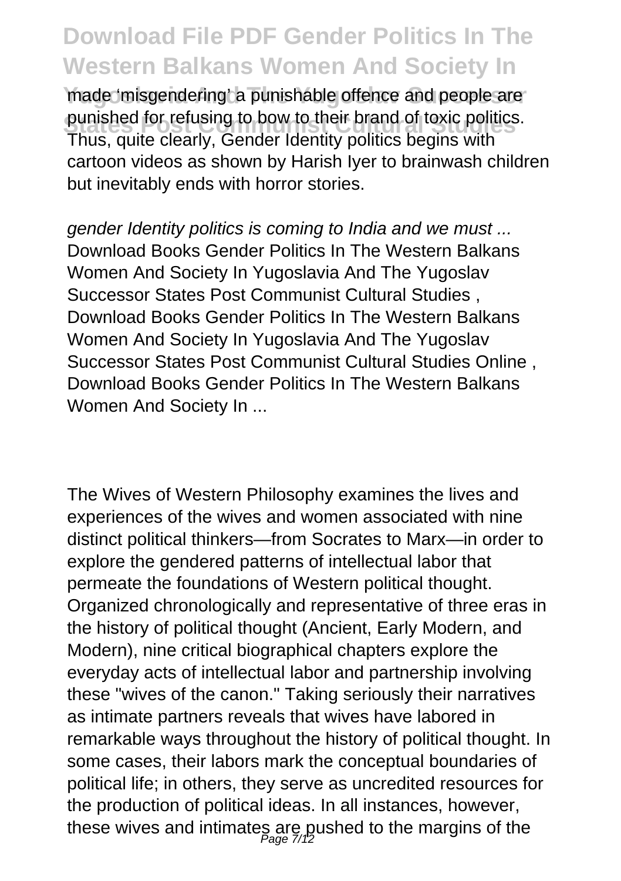made 'misgendering' a punishable offence and people are punished for refusing to bow to their brand of toxic politics. Thus, quite clearly, Gender Identity politics begins with cartoon videos as shown by Harish Iyer to brainwash children but inevitably ends with horror stories.

*gender Identity politics is coming to India and we must ...*
Download Books Gender Politics In The Western Balkans Women And Society In Yugoslavia And The Yugoslav Successor States Post Communist Cultural Studies , Download Books Gender Politics In The Western Balkans Women And Society In Yugoslavia And The Yugoslav Successor States Post Communist Cultural Studies Online , Download Books Gender Politics In The Western Balkans Women And Society In ...

The Wives of Western Philosophy examines the lives and experiences of the wives and women associated with nine distinct political thinkers—from Socrates to Marx—in order to explore the gendered patterns of intellectual labor that permeate the foundations of Western political thought. Organized chronologically and representative of three eras in the history of political thought (Ancient, Early Modern, and Modern), nine critical biographical chapters explore the everyday acts of intellectual labor and partnership involving these "wives of the canon." Taking seriously their narratives as intimate partners reveals that wives have labored in remarkable ways throughout the history of political thought. In some cases, their labors mark the conceptual boundaries of political life; in others, they serve as uncredited resources for the production of political ideas. In all instances, however, these wives and intimates are pushed to the margins of the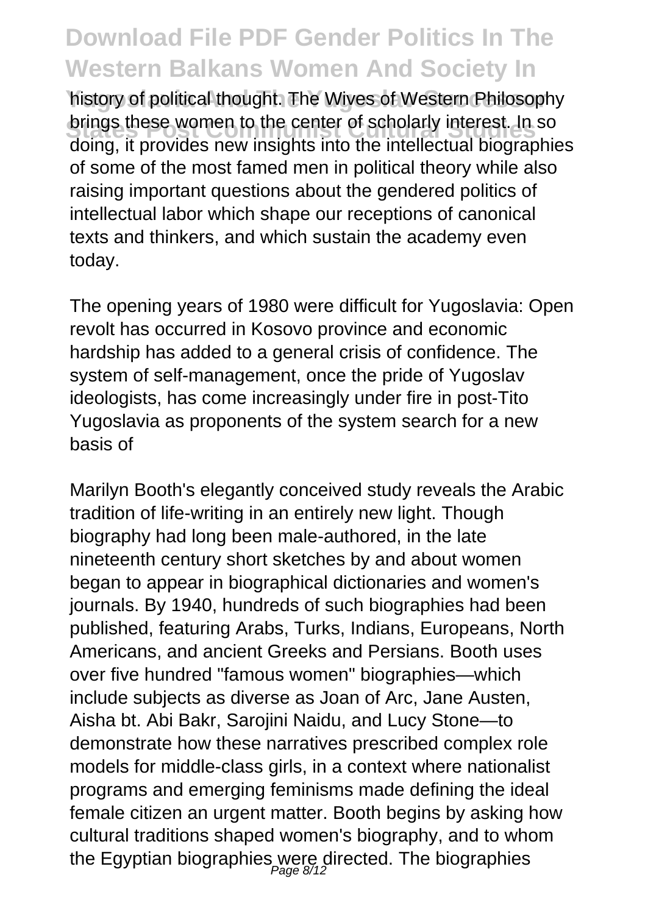history of political thought. The Wives of Western Philosophy brings these women to the center of scholarly interest. In so doing, it provides new insights into the intellectual biographies of some of the most famed men in political theory while also raising important questions about the gendered politics of intellectual labor which shape our receptions of canonical texts and thinkers, and which sustain the academy even today.

The opening years of 1980 were difficult for Yugoslavia: Open revolt has occurred in Kosovo province and economic hardship has added to a general crisis of confidence. The system of self-management, once the pride of Yugoslav ideologists, has come increasingly under fire in post-Tito Yugoslavia as proponents of the system search for a new basis of

Marilyn Booth's elegantly conceived study reveals the Arabic tradition of life-writing in an entirely new light. Though biography had long been male-authored, in the late nineteenth century short sketches by and about women began to appear in biographical dictionaries and women's journals. By 1940, hundreds of such biographies had been published, featuring Arabs, Turks, Indians, Europeans, North Americans, and ancient Greeks and Persians. Booth uses over five hundred "famous women" biographies—which include subjects as diverse as Joan of Arc, Jane Austen, Aisha bt. Abi Bakr, Sarojini Naidu, and Lucy Stone—to demonstrate how these narratives prescribed complex role models for middle-class girls, in a context where nationalist programs and emerging feminisms made defining the ideal female citizen an urgent matter. Booth begins by asking how cultural traditions shaped women's biography, and to whom the Egyptian biographies were directed. The biographies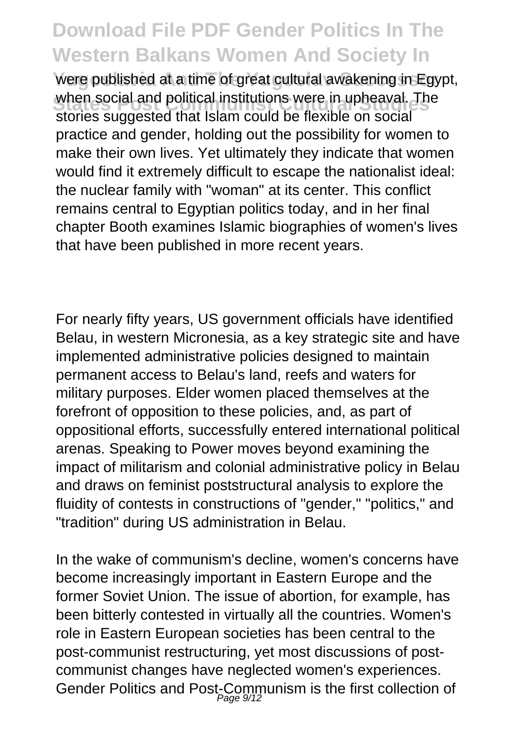were published at a time of great cultural awakening in Egypt, when social and political institutions were in upheaval. The stories suggested that Islam could be flexible on social practice and gender, holding out the possibility for women to make their own lives. Yet ultimately they indicate that women would find it extremely difficult to escape the nationalist ideal: the nuclear family with "woman" at its center. This conflict remains central to Egyptian politics today, and in her final chapter Booth examines Islamic biographies of women's lives that have been published in more recent years.

For nearly fifty years, US government officials have identified Belau, in western Micronesia, as a key strategic site and have implemented administrative policies designed to maintain permanent access to Belau's land, reefs and waters for military purposes. Elder women placed themselves at the forefront of opposition to these policies, and, as part of oppositional efforts, successfully entered international political arenas. Speaking to Power moves beyond examining the impact of militarism and colonial administrative policy in Belau and draws on feminist poststructural analysis to explore the fluidity of contests in constructions of "gender," "politics," and "tradition" during US administration in Belau.

In the wake of communism's decline, women's concerns have become increasingly important in Eastern Europe and the former Soviet Union. The issue of abortion, for example, has been bitterly contested in virtually all the countries. Women's role in Eastern European societies has been central to the post-communist restructuring, yet most discussions of post-communist changes have neglected women's experiences. Gender Politics and Post-Communism is the first collection of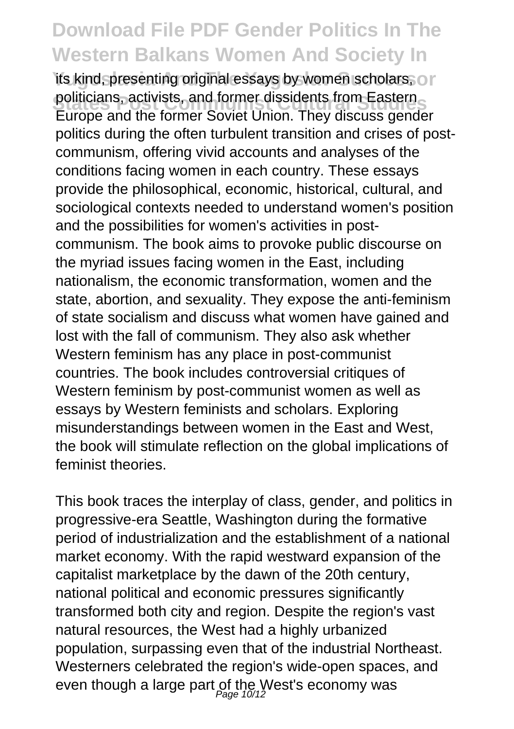its kind, presenting original essays by women scholars, politicians, activists, and former dissidents from Eastern Europe and the former Soviet Union. They discuss gender politics during the often turbulent transition and crises of post-communism, offering vivid accounts and analyses of the conditions facing women in each country. These essays provide the philosophical, economic, historical, cultural, and sociological contexts needed to understand women's position and the possibilities for women's activities in post-communism. The book aims to provoke public discourse on the myriad issues facing women in the East, including nationalism, the economic transformation, women and the state, abortion, and sexuality. They expose the anti-feminism of state socialism and discuss what women have gained and lost with the fall of communism. They also ask whether Western feminism has any place in post-communist countries. The book includes controversial critiques of Western feminism by post-communist women as well as essays by Western feminists and scholars. Exploring misunderstandings between women in the East and West, the book will stimulate reflection on the global implications of feminist theories.

This book traces the interplay of class, gender, and politics in progressive-era Seattle, Washington during the formative period of industrialization and the establishment of a national market economy. With the rapid westward expansion of the capitalist marketplace by the dawn of the 20th century, national political and economic pressures significantly transformed both city and region. Despite the region's vast natural resources, the West had a highly urbanized population, surpassing even that of the industrial Northeast. Westerners celebrated the region's wide-open spaces, and even though a large part of the West's economy was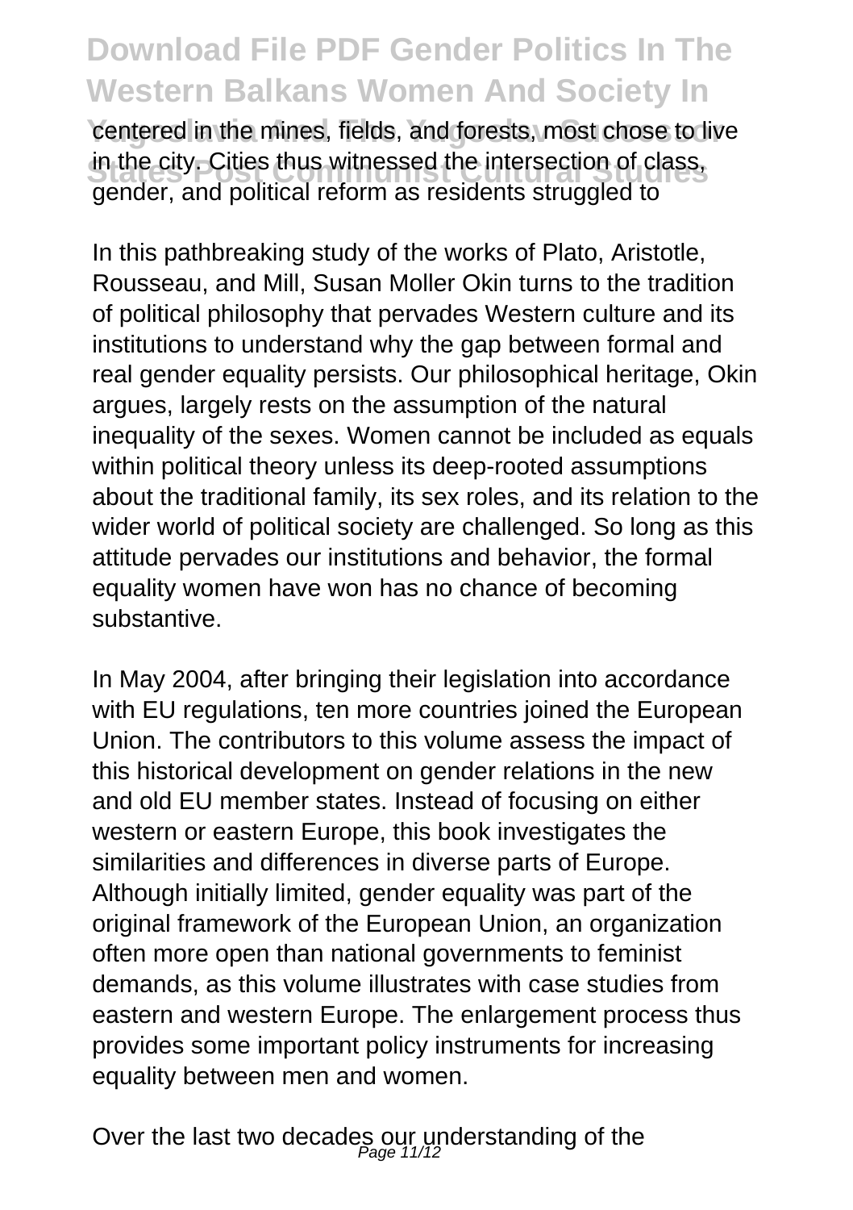centered in the mines, fields, and forests, most chose to live in the city. Cities thus witnessed the intersection of class, gender, and political reform as residents struggled to

In this pathbreaking study of the works of Plato, Aristotle, Rousseau, and Mill, Susan Moller Okin turns to the tradition of political philosophy that pervades Western culture and its institutions to understand why the gap between formal and real gender equality persists. Our philosophical heritage, Okin argues, largely rests on the assumption of the natural inequality of the sexes. Women cannot be included as equals within political theory unless its deep-rooted assumptions about the traditional family, its sex roles, and its relation to the wider world of political society are challenged. So long as this attitude pervades our institutions and behavior, the formal equality women have won has no chance of becoming substantive.

In May 2004, after bringing their legislation into accordance with EU regulations, ten more countries joined the European Union. The contributors to this volume assess the impact of this historical development on gender relations in the new and old EU member states. Instead of focusing on either western or eastern Europe, this book investigates the similarities and differences in diverse parts of Europe. Although initially limited, gender equality was part of the original framework of the European Union, an organization often more open than national governments to feminist demands, as this volume illustrates with case studies from eastern and western Europe. The enlargement process thus provides some important policy instruments for increasing equality between men and women.

Over the last two decades our understanding of the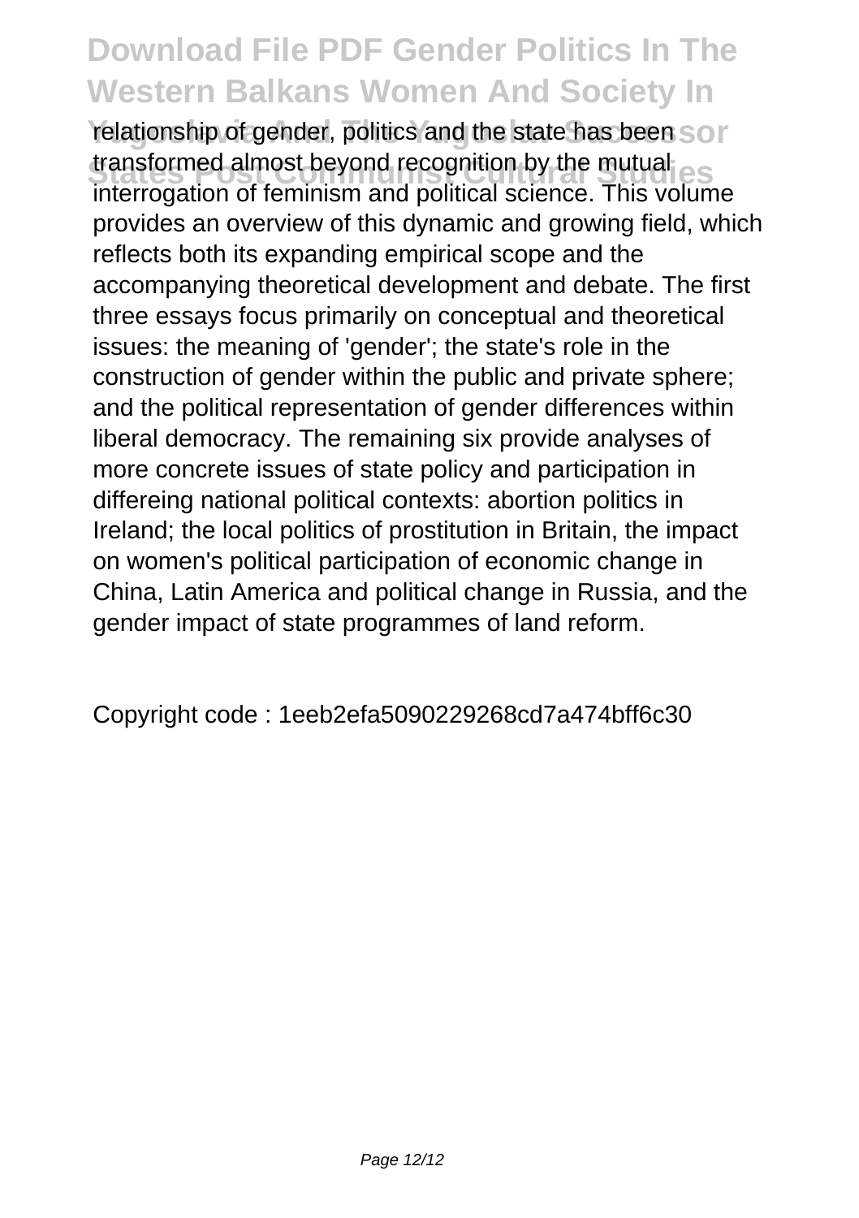relationship of gender, politics and the state has been transformed almost beyond recognition by the mutual interrogation of feminism and political science. This volume provides an overview of this dynamic and growing field, which reflects both its expanding empirical scope and the accompanying theoretical development and debate. The first three essays focus primarily on conceptual and theoretical issues: the meaning of 'gender'; the state's role in the construction of gender within the public and private sphere; and the political representation of gender differences within liberal democracy. The remaining six provide analyses of more concrete issues of state policy and participation in differeing national political contexts: abortion politics in Ireland; the local politics of prostitution in Britain, the impact on women's political participation of economic change in China, Latin America and political change in Russia, and the gender impact of state programmes of land reform.

Copyright code : 1eeb2efa5090229268cd7a474bff6c30